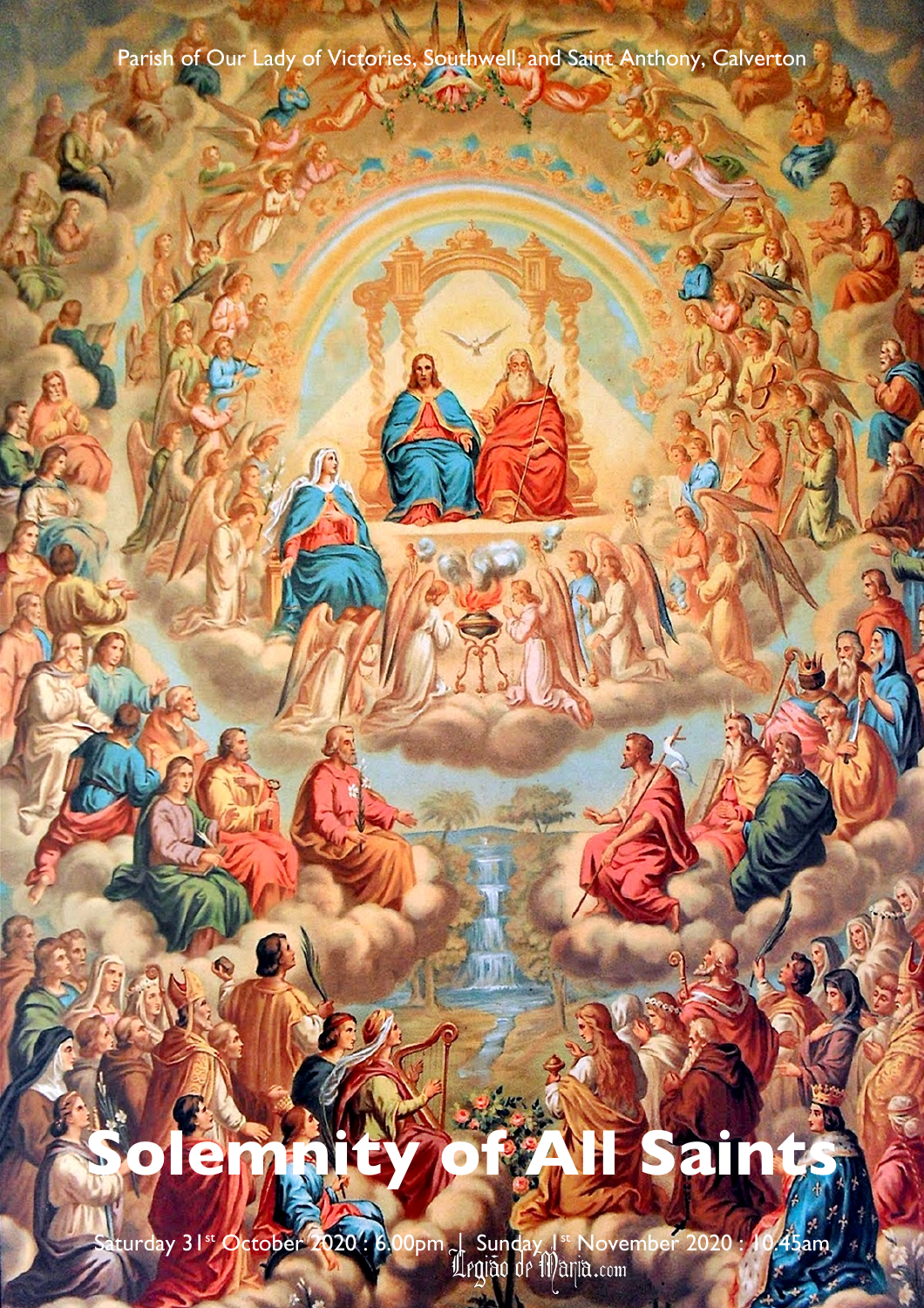Parish of Our Lady of Victories, Southwell, and Saint Anthony, Calverton

# Solemnity of All Saints

Saturday 31st October 2020 : 6.00pm | Sunday 1st November 2020 : 10.45am

Legião de Maria.com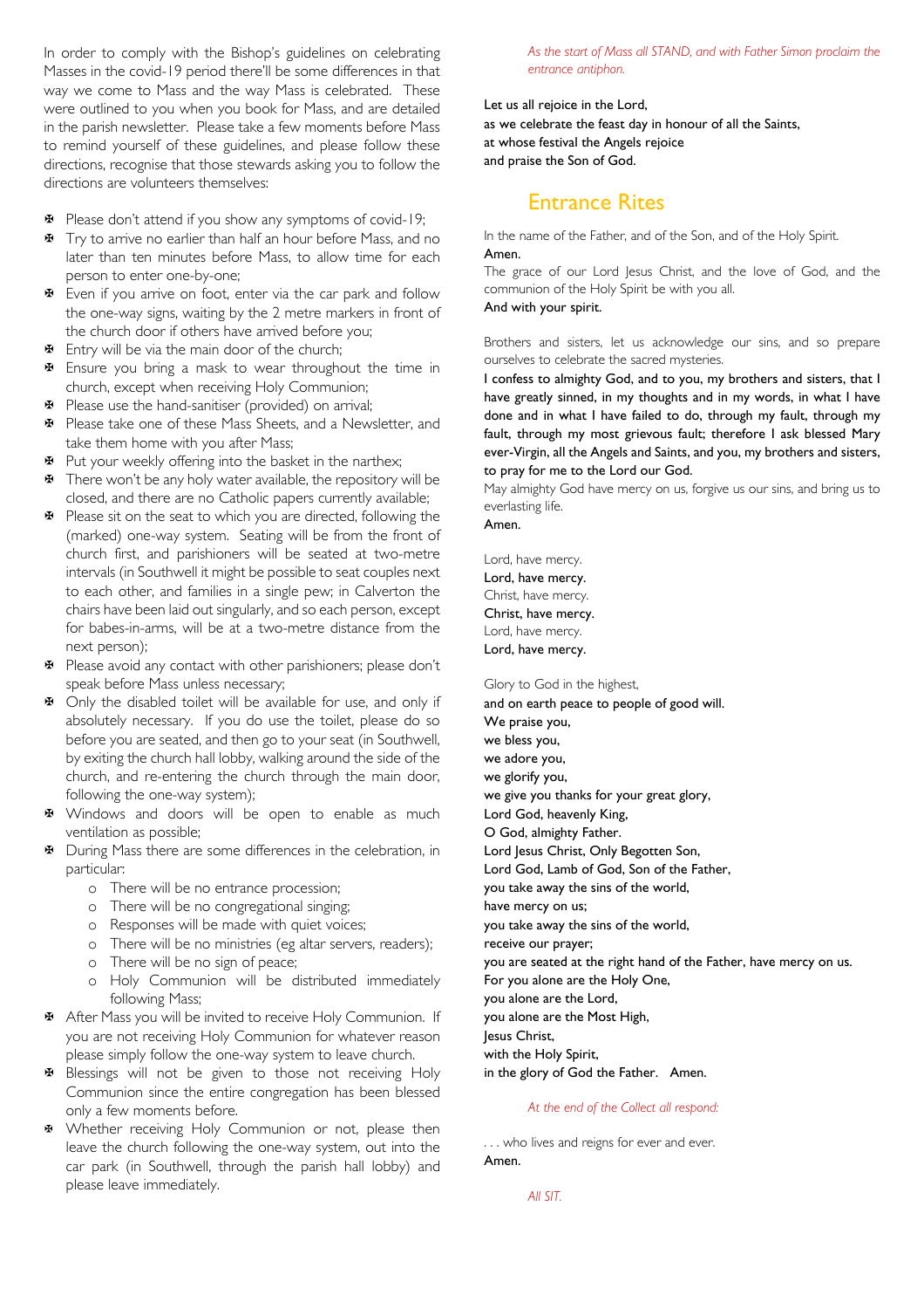In order to comply with the Bishop's guidelines on celebrating Masses in the covid-19 period there'll be some differences in that way we come to Mass and the way Mass is celebrated. These were outlined to you when you book for Mass, and are detailed in the parish newsletter. Please take a few moments before Mass to remind yourself of these guidelines, and please follow these directions, recognise that those stewards asking you to follow the directions are volunteers themselves:

- Please don't attend if you show any symptoms of covid-19;
- Try to arrive no earlier than half an hour before Mass, and no later than ten minutes before Mass, to allow time for each person to enter one-by-one;
- Even if you arrive on foot, enter via the car park and follow the one-way signs, waiting by the 2 metre markers in front of the church door if others have arrived before you;
- Entry will be via the main door of the church;
- Ensure you bring a mask to wear throughout the time in church, except when receiving Holy Communion;
- Please use the hand-sanitiser (provided) on arrival;
- Please take one of these Mass Sheets, and a Newsletter, and take them home with you after Mass;
- Put your weekly offering into the basket in the narthex;
- There won't be any holy water available, the repository will be closed, and there are no Catholic papers currently available;
- Please sit on the seat to which you are directed, following the (marked) one-way system. Seating will be from the front of church first, and parishioners will be seated at two-metre intervals (in Southwell it might be possible to seat couples next to each other, and families in a single pew; in Calverton the chairs have been laid out singularly, and so each person, except for babes-in-arms, will be at a two-metre distance from the next person);
- Please avoid any contact with other parishioners; please don't speak before Mass unless necessary;
- Only the disabled toilet will be available for use, and only if absolutely necessary. If you do use the toilet, please do so before you are seated, and then go to your seat (in Southwell, by exiting the church hall lobby, walking around the side of the church, and re-entering the church through the main door, following the one-way system);
- Windows and doors will be open to enable as much ventilation as possible;
- During Mass there are some differences in the celebration, in particular:
  - There will be no entrance procession;
  - There will be no congregational singing;
  - Responses will be made with quiet voices;
  - There will be no ministries (eg altar servers, readers);
  - There will be no sign of peace;
  - Holy Communion will be distributed immediately following Mass;
- After Mass you will be invited to receive Holy Communion. If you are not receiving Holy Communion for whatever reason please simply follow the one-way system to leave church.
- Blessings will not be given to those not receiving Holy Communion since the entire congregation has been blessed only a few moments before.
- Whether receiving Holy Communion or not, please then leave the church following the one-way system, out into the car park (in Southwell, through the parish hall lobby) and please leave immediately.

*As the start of Mass all STAND, and with Father Simon proclaim the entrance antiphon.*

**Let us all rejoice in the Lord,**
**as we celebrate the feast day in honour of all the Saints,**
**at whose festival the Angels rejoice**
**and praise the Son of God.**

## Entrance Rites

In the name of the Father, and of the Son, and of the Holy Spirit.
**Amen.**
The grace of our Lord Jesus Christ, and the love of God, and the communion of the Holy Spirit be with you all.
**And with your spirit.**

Brothers and sisters, let us acknowledge our sins, and so prepare ourselves to celebrate the sacred mysteries.
**I confess to almighty God, and to you, my brothers and sisters, that I have greatly sinned, in my thoughts and in my words, in what I have done and in what I have failed to do, through my fault, through my fault, through my most grievous fault; therefore I ask blessed Mary ever-Virgin, all the Angels and Saints, and you, my brothers and sisters, to pray for me to the Lord our God.**
May almighty God have mercy on us, forgive us our sins, and bring us to everlasting life.
**Amen.**

Lord, have mercy.
**Lord, have mercy.**
Christ, have mercy.
**Christ, have mercy.**
Lord, have mercy.
**Lord, have mercy.**

Glory to God in the highest,
**and on earth peace to people of good will.**
**We praise you,**
**we bless you,**
**we adore you,**
**we glorify you,**
**we give you thanks for your great glory,**
**Lord God, heavenly King,**
**O God, almighty Father.**
**Lord Jesus Christ, Only Begotten Son,**
**Lord God, Lamb of God, Son of the Father,**
**you take away the sins of the world,**
**have mercy on us;**
**you take away the sins of the world,**
**receive our prayer;**
**you are seated at the right hand of the Father, have mercy on us.**
**For you alone are the Holy One,**
**you alone are the Lord,**
**you alone are the Most High,**
**Jesus Christ,**
**with the Holy Spirit,**
**in the glory of God the Father. Amen.**

*At the end of the Collect all respond:*

. . . who lives and reigns for ever and ever.
**Amen.**

*All SIT.*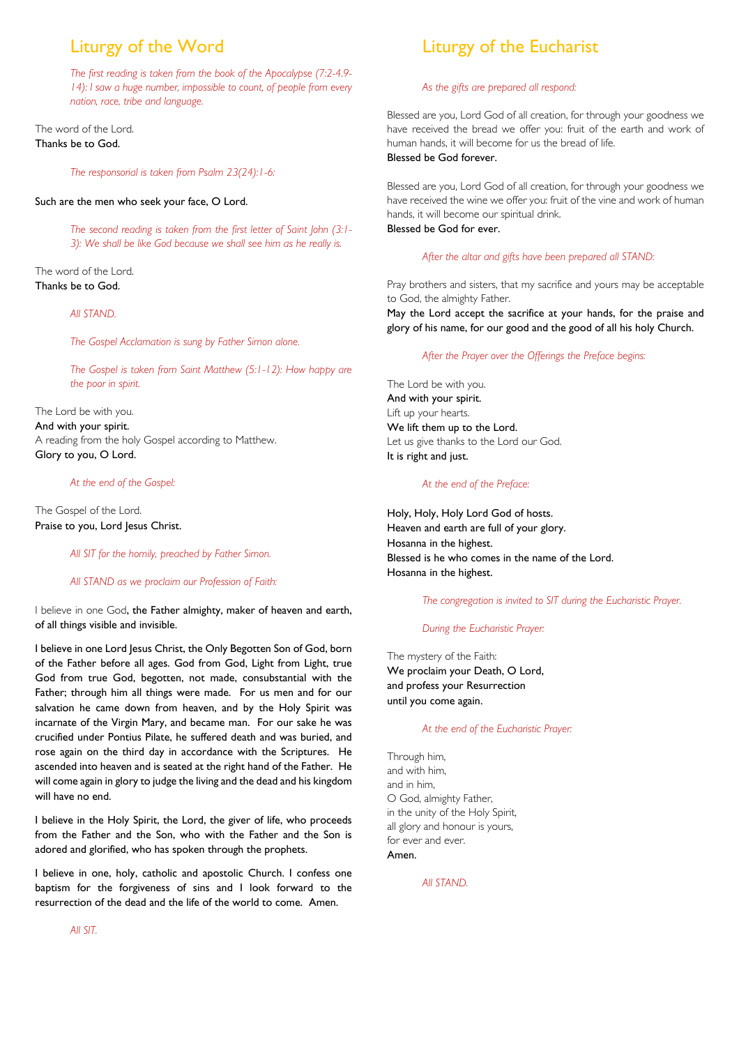## Liturgy of the Word

*The first reading is taken from the book of the Apocalypse (7:2-4.9-14): I saw a huge number, impossible to count, of people from every nation, race, tribe and language.*

The word of the Lord.
**Thanks be to God.**

*The responsorial is taken from Psalm 23(24):1-6:*

**Such are the men who seek your face, O Lord.**

*The second reading is taken from the first letter of Saint John (3:1-3): We shall be like God because we shall see him as he really is.*

The word of the Lord.
**Thanks be to God.**

*All STAND.*

*The Gospel Acclamation is sung by Father Simon alone.*

*The Gospel is taken from Saint Matthew (5:1-12): How happy are the poor in spirit.*

The Lord be with you.
**And with your spirit.**
A reading from the holy Gospel according to Matthew.
**Glory to you, O Lord.**

*At the end of the Gospel:*

The Gospel of the Lord.
**Praise to you, Lord Jesus Christ.**

*All SIT for the homily, preached by Father Simon.*

*All STAND as we proclaim our Profession of Faith:*

I believe in one God, **the Father almighty, maker of heaven and earth, of all things visible and invisible.**

**I believe in one Lord Jesus Christ, the Only Begotten Son of God, born of the Father before all ages. God from God, Light from Light, true God from true God, begotten, not made, consubstantial with the Father; through him all things were made. For us men and for our salvation he came down from heaven, and by the Holy Spirit was incarnate of the Virgin Mary, and became man. For our sake he was crucified under Pontius Pilate, he suffered death and was buried, and rose again on the third day in accordance with the Scriptures. He ascended into heaven and is seated at the right hand of the Father. He will come again in glory to judge the living and the dead and his kingdom will have no end.**

**I believe in the Holy Spirit, the Lord, the giver of life, who proceeds from the Father and the Son, who with the Father and the Son is adored and glorified, who has spoken through the prophets.**

**I believe in one, holy, catholic and apostolic Church. I confess one baptism for the forgiveness of sins and I look forward to the resurrection of the dead and the life of the world to come. Amen.**

*All SIT.*

## Liturgy of the Eucharist

*As the gifts are prepared all respond:*

Blessed are you, Lord God of all creation, for through your goodness we have received the bread we offer you: fruit of the earth and work of human hands, it will become for us the bread of life.
**Blessed be God forever.**

Blessed are you, Lord God of all creation, for through your goodness we have received the wine we offer you: fruit of the vine and work of human hands, it will become our spiritual drink.
**Blessed be God for ever.**

*After the altar and gifts have been prepared all STAND:*

Pray brothers and sisters, that my sacrifice and yours may be acceptable to God, the almighty Father.
**May the Lord accept the sacrifice at your hands, for the praise and glory of his name, for our good and the good of all his holy Church.**

*After the Prayer over the Offerings the Preface begins:*

The Lord be with you.
**And with your spirit.**
Lift up your hearts.
**We lift them up to the Lord.**
Let us give thanks to the Lord our God.
**It is right and just.**

*At the end of the Preface:*

**Holy, Holy, Holy Lord God of hosts.**
**Heaven and earth are full of your glory.**
**Hosanna in the highest.**
**Blessed is he who comes in the name of the Lord.**
**Hosanna in the highest.**

*The congregation is invited to SIT during the Eucharistic Prayer.*

*During the Eucharistic Prayer:*

The mystery of the Faith:
**We proclaim your Death, O Lord,**
**and profess your Resurrection**
**until you come again.**

*At the end of the Eucharistic Prayer:*

Through him,
and with him,
and in him,
O God, almighty Father,
in the unity of the Holy Spirit,
all glory and honour is yours,
for ever and ever.
**Amen.**

*All STAND.*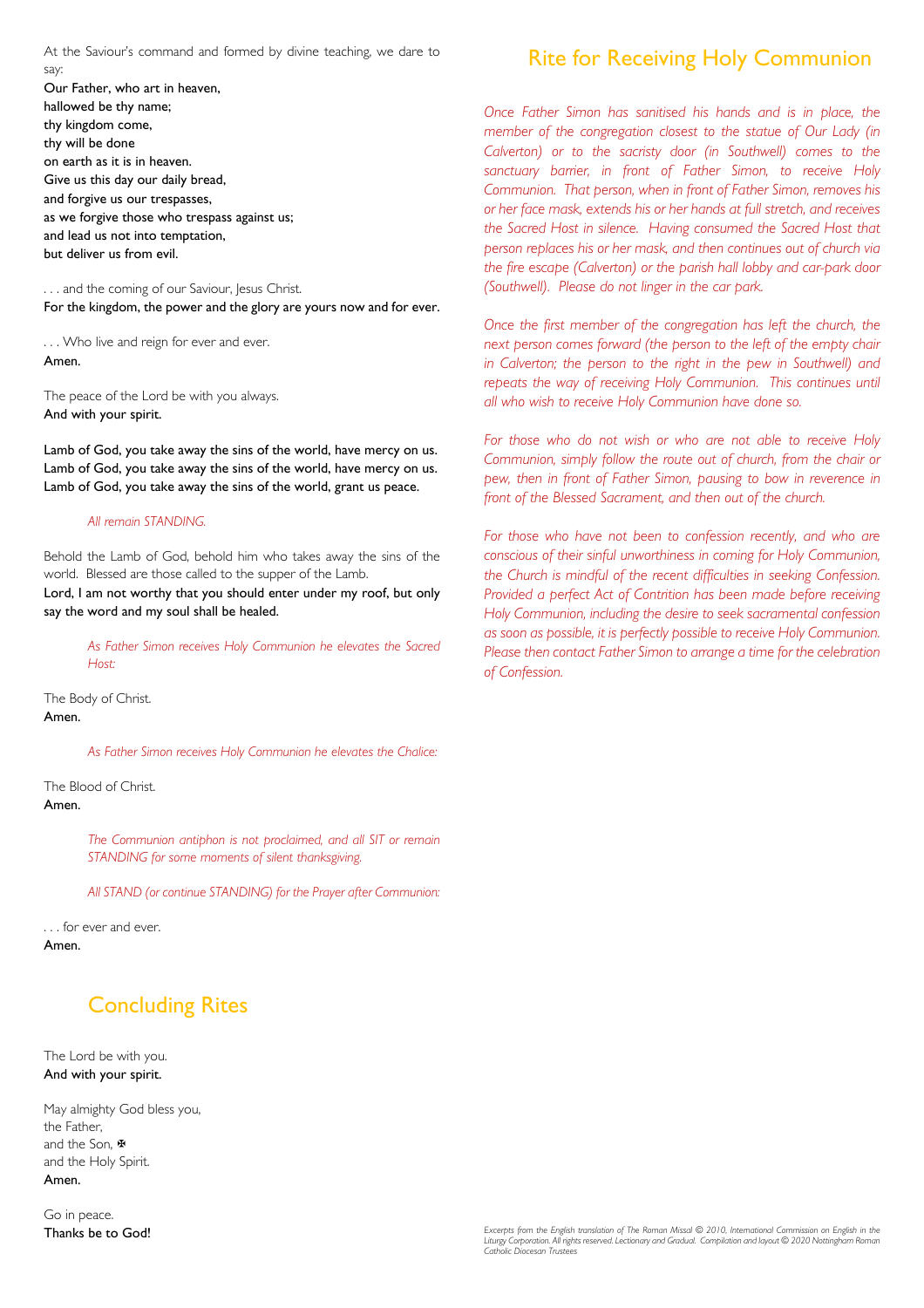At the Saviour's command and formed by divine teaching, we dare to say:

**Our Father, who art in heaven,**
**hallowed be thy name;**
**thy kingdom come,**
**thy will be done**
**on earth as it is in heaven.**
**Give us this day our daily bread,**
**and forgive us our trespasses,**
**as we forgive those who trespass against us;**
**and lead us not into temptation,**
**but deliver us from evil.**

. . . and the coming of our Saviour, Jesus Christ.
**For the kingdom, the power and the glory are yours now and for ever.**

. . . Who live and reign for ever and ever.
**Amen.**

The peace of the Lord be with you always.
**And with your spirit.**

**Lamb of God, you take away the sins of the world, have mercy on us.**
**Lamb of God, you take away the sins of the world, have mercy on us.**
**Lamb of God, you take away the sins of the world, grant us peace.**

*All remain STANDING.*

Behold the Lamb of God, behold him who takes away the sins of the world. Blessed are those called to the supper of the Lamb.
**Lord, I am not worthy that you should enter under my roof, but only say the word and my soul shall be healed.**

*As Father Simon receives Holy Communion he elevates the Sacred Host:*

The Body of Christ.
**Amen.**

*As Father Simon receives Holy Communion he elevates the Chalice:*

The Blood of Christ.
**Amen.**

*The Communion antiphon is not proclaimed, and all SIT or remain STANDING for some moments of silent thanksgiving.*

*All STAND (or continue STANDING) for the Prayer after Communion:*

. . . for ever and ever.
**Amen.**

## Concluding Rites

The Lord be with you.
**And with your spirit.**

May almighty God bless you,
the Father,
and the Son, ✠
and the Holy Spirit.
**Amen.**

Go in peace.
**Thanks be to God!**

## Rite for Receiving Holy Communion

*Once Father Simon has sanitised his hands and is in place, the member of the congregation closest to the statue of Our Lady (in Calverton) or to the sacristy door (in Southwell) comes to the sanctuary barrier, in front of Father Simon, to receive Holy Communion. That person, when in front of Father Simon, removes his or her face mask, extends his or her hands at full stretch, and receives the Sacred Host in silence. Having consumed the Sacred Host that person replaces his or her mask, and then continues out of church via the fire escape (Calverton) or the parish hall lobby and car-park door (Southwell). Please do not linger in the car park.*

*Once the first member of the congregation has left the church, the next person comes forward (the person to the left of the empty chair in Calverton; the person to the right in the pew in Southwell) and repeats the way of receiving Holy Communion. This continues until all who wish to receive Holy Communion have done so.*

*For those who do not wish or who are not able to receive Holy Communion, simply follow the route out of church, from the chair or pew, then in front of Father Simon, pausing to bow in reverence in front of the Blessed Sacrament, and then out of the church.*

*For those who have not been to confession recently, and who are conscious of their sinful unworthiness in coming for Holy Communion, the Church is mindful of the recent difficulties in seeking Confession. Provided a perfect Act of Contrition has been made before receiving Holy Communion, including the desire to seek sacramental confession as soon as possible, it is perfectly possible to receive Holy Communion. Please then contact Father Simon to arrange a time for the celebration of Confession.*

*Excerpts from the English translation of The Roman Missal © 2010, International Commission on English in the Liturgy Corporation. All rights reserved. Lectionary and Gradual. Compilation and layout © 2020 Nottingham Roman Catholic Diocesan Trustees*